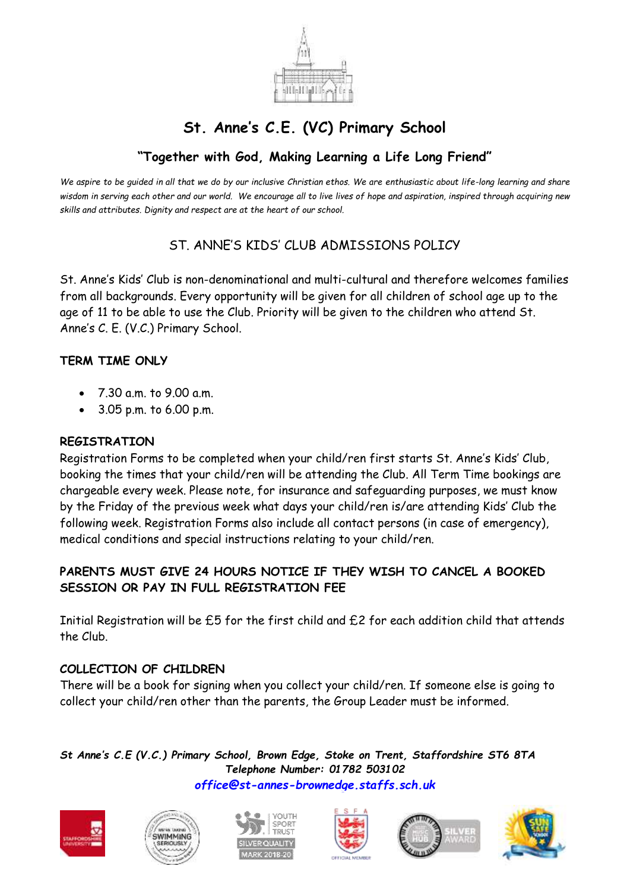# St. Anne's C.E. (VC) Primary School

## "Together with God, Making Learning a Life Long Friend"

*We aspire to be guided in all that we do by our inclusive Christian ethos. We are enthusiastic about life-long learning and share wisdom in serving each other and our world. We encourage all to live lives of hope and aspiration, inspired through acquiring new skills and attributes. Dignity and respect are at the heart of our school.*

## ST. ANNE'S KIDS' CLUB ADMISSIONS POLICY

St. Anne's Kids' Club is non-denominational and multi-cultural and therefore welcomes families from all backgrounds. Every opportunity will be given for all children of school age up to the age of 11 to be able to use the Club. Priority will be given to the children who attend St. Anne's C. E. (V.C.) Primary School.

**TERM TIME ONLY**

- 7.30 a.m. to 9.00 a.m.
- 3.05 p.m. to 6.00 p.m.

**REGISTRATION**

Registration Forms to be completed when your child/ren first starts St. Anne's Kids' Club, booking the times that your child/ren will be attending the Club. All Term Time bookings are chargeable every week. Please note, for insurance and safeguarding purposes, we must know by the Friday of the previous week what days your child/ren is/are attending Kids' Club the following week. Registration Forms also include all contact persons (in case of emergency), medical conditions and special instructions relating to your child/ren.

**PARENTS MUST GIVE 24 HOURS NOTICE IF THEY WISH TO CANCEL A BOOKED SESSION OR PAY IN FULL REGISTRATION FEE**

Initial Registration will be £5 for the first child and £2 for each addition child that attends the Club.

**COLLECTION OF CHILDREN**

There will be a book for signing when you collect your child/ren. If someone else is going to collect your child/ren other than the parents, the Group Leader must be informed.

***St Anne's C.E (V.C.) Primary School, Brown Edge, Stoke on Trent, Staffordshire ST6 8TA***
***Telephone Number: 01782 503102***
***office@st-annes-brownedge.staffs.sch.uk***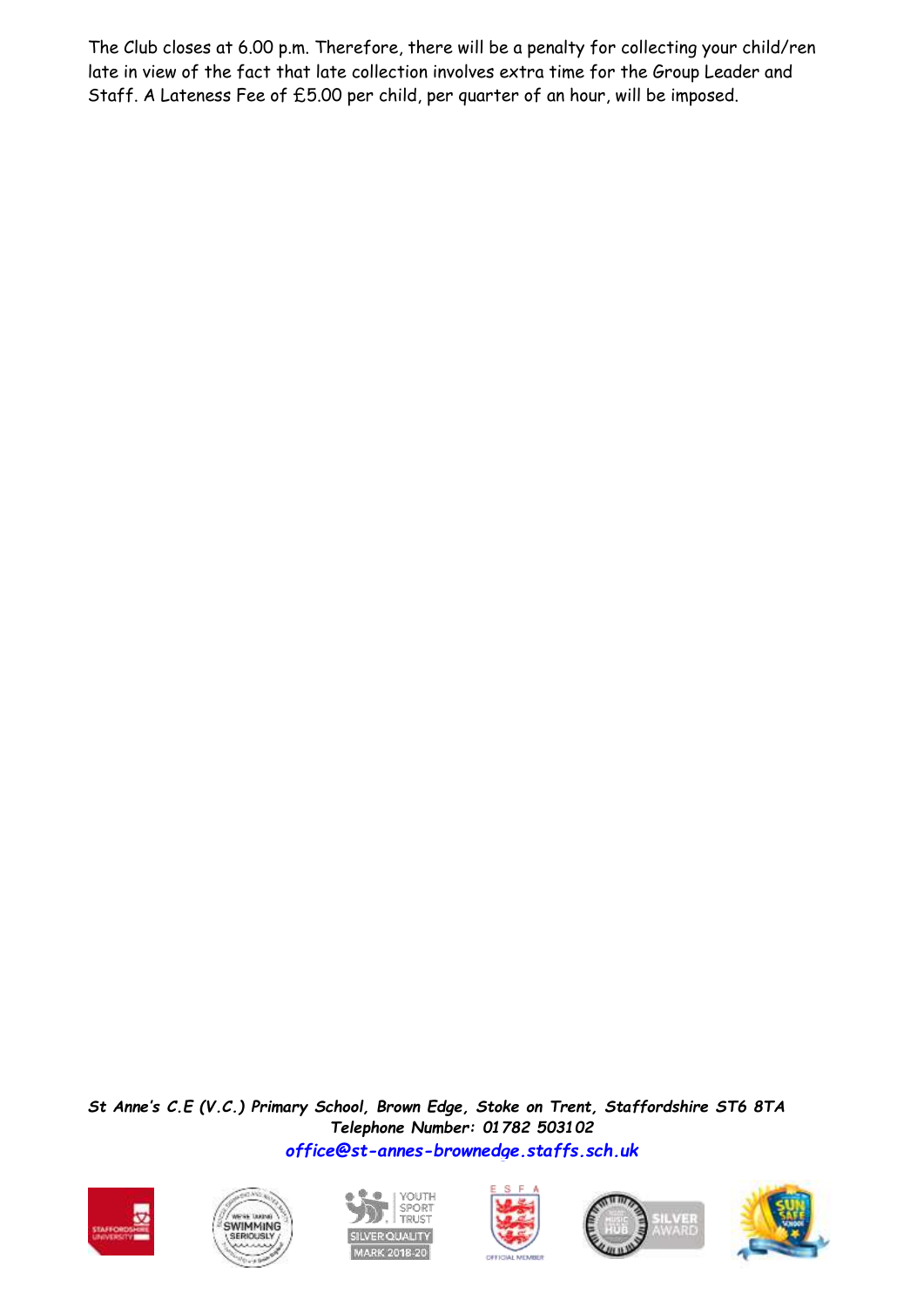The Club closes at 6.00 p.m. Therefore, there will be a penalty for collecting your child/ren late in view of the fact that late collection involves extra time for the Group Leader and Staff. A Lateness Fee of £5.00 per child, per quarter of an hour, will be imposed.

***St Anne's C.E (V.C.) Primary School, Brown Edge, Stoke on Trent, Staffordshire ST6 8TA***
***Telephone Number: 01782 503102***
***office@st-annes-brownedge.staffs.sch.uk***